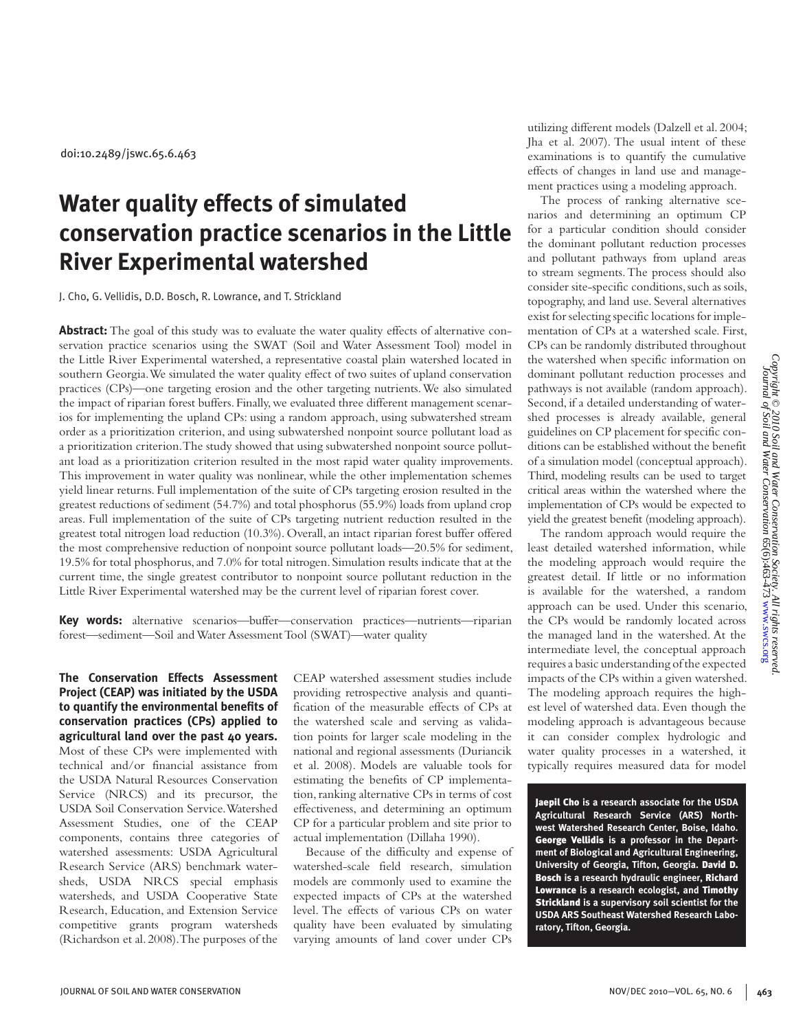doi:10.2489/jswc.65.6.463

# Water quality effects of simulated conservation practice scenarios in the Little River Experimental watershed

J. Cho, G. Vellidis, D.D. Bosch, R. Lowrance, and T. Strickland

**Abstract:** The goal of this study was to evaluate the water quality effects of alternative conservation practice scenarios using the SWAT (Soil and Water Assessment Tool) model in the Little River Experimental watershed, a representative coastal plain watershed located in southern Georgia. We simulated the water quality effect of two suites of upland conservation practices (CPs)—one targeting erosion and the other targeting nutrients. We also simulated the impact of riparian forest buffers. Finally, we evaluated three different management scenarios for implementing the upland CPs: using a random approach, using subwatershed stream order as a prioritization criterion, and using subwatershed nonpoint source pollutant load as a prioritization criterion. The study showed that using subwatershed nonpoint source pollutant load as a prioritization criterion resulted in the most rapid water quality improvements. This improvement in water quality was nonlinear, while the other implementation schemes yield linear returns. Full implementation of the suite of CPs targeting erosion resulted in the greatest reductions of sediment (54.7%) and total phosphorus (55.9%) loads from upland crop areas. Full implementation of the suite of CPs targeting nutrient reduction resulted in the greatest total nitrogen load reduction (10.3%). Overall, an intact riparian forest buffer offered the most comprehensive reduction of nonpoint source pollutant loads—20.5% for sediment, 19.5% for total phosphorus, and 7.0% for total nitrogen. Simulation results indicate that at the current time, the single greatest contributor to nonpoint source pollutant reduction in the Little River Experimental watershed may be the current level of riparian forest cover.

**Key words:** alternative scenarios—buffer—conservation practices—nutrients—riparian forest—sediment—Soil and Water Assessment Tool (SWAT)—water quality

**The Conservation Effects Assessment Project (CEAP) was initiated by the USDA to quantify the environmental benefits of conservation practices (CPs) applied to agricultural land over the past 40 years.** Most of these CPs were implemented with technical and/or financial assistance from the USDA Natural Resources Conservation Service (NRCS) and its precursor, the USDA Soil Conservation Service. Watershed Assessment Studies, one of the CEAP components, contains three categories of watershed assessments: USDA Agricultural Research Service (ARS) benchmark watersheds, USDA NRCS special emphasis watersheds, and USDA Cooperative State Research, Education, and Extension Service competitive grants program watersheds (Richardson et al. 2008). The purposes of the CEAP watershed assessment studies include providing retrospective analysis and quantification of the measurable effects of CPs at the watershed scale and serving as validation points for larger scale modeling in the national and regional assessments (Duriancik et al. 2008). Models are valuable tools for estimating the benefits of CP implementation, ranking alternative CPs in terms of cost effectiveness, and determining an optimum CP for a particular problem and site prior to actual implementation (Dillaha 1990).

Because of the difficulty and expense of watershed-scale field research, simulation models are commonly used to examine the expected impacts of CPs at the watershed level. The effects of various CPs on water quality have been evaluated by simulating varying amounts of land cover under CPs utilizing different models (Dalzell et al. 2004; Jha et al. 2007). The usual intent of these examinations is to quantify the cumulative effects of changes in land use and management practices using a modeling approach.

The process of ranking alternative scenarios and determining an optimum CP for a particular condition should consider the dominant pollutant reduction processes and pollutant pathways from upland areas to stream segments. The process should also consider site-specific conditions, such as soils, topography, and land use. Several alternatives exist for selecting specific locations for implementation of CPs at a watershed scale. First, CPs can be randomly distributed throughout the watershed when specific information on dominant pollutant reduction processes and pathways is not available (random approach). Second, if a detailed understanding of watershed processes is already available, general guidelines on CP placement for specific conditions can be established without the benefit of a simulation model (conceptual approach). Third, modeling results can be used to target critical areas within the watershed where the implementation of CPs would be expected to yield the greatest benefit (modeling approach).

The random approach would require the least detailed watershed information, while the modeling approach would require the greatest detail. If little or no information is available for the watershed, a random approach can be used. Under this scenario, the CPs would be randomly located across the managed land in the watershed. At the intermediate level, the conceptual approach requires a basic understanding of the expected impacts of the CPs within a given watershed. The modeling approach requires the highest level of watershed data. Even though the modeling approach is advantageous because it can consider complex hydrologic and water quality processes in a watershed, it typically requires measured data for model

**Jaepil Cho** is a research associate for the USDA Agricultural Research Service (ARS) Northwest Watershed Research Center, Boise, Idaho. **George Vellidis** is a professor in the Department of Biological and Agricultural Engineering, University of Georgia, Tifton, Georgia. **David D. Bosch** is a research hydraulic engineer, **Richard Lowrance** is a research ecologist, and **Timothy Strickland** is a supervisory soil scientist for the USDA ARS Southeast Watershed Research Laboratory, Tifton, Georgia.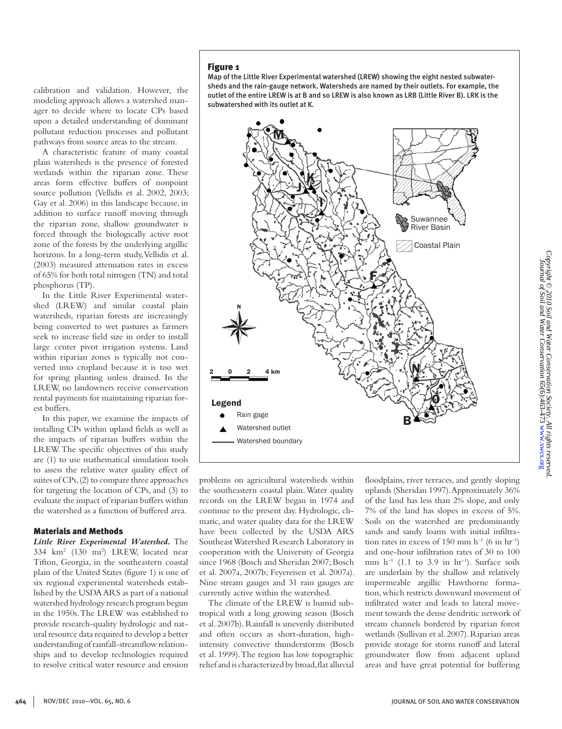calibration and validation. However, the modeling approach allows a watershed manager to decide where to locate CPs based upon a detailed understanding of dominant pollutant reduction processes and pollutant pathways from source areas to the stream.

A characteristic feature of many coastal plain watersheds is the presence of forested wetlands within the riparian zone. These areas form effective buffers of nonpoint source pollution (Vellidis et al. 2002, 2003; Gay et al. 2006) in this landscape because, in addition to surface runoff moving through the riparian zone, shallow groundwater is forced through the biologically active root zone of the forests by the underlying argillic horizons. In a long-term study, Vellidis et al. (2003) measured attenuation rates in excess of 65% for both total nitrogen (TN) and total phosphorus (TP).

In the Little River Experimental watershed (LREW) and similar coastal plain watersheds, riparian forests are increasingly being converted to wet pastures as farmers seek to increase field size in order to install large center pivot irrigation systems. Land within riparian zones is typically not converted into cropland because it is too wet for spring planting unless drained. In the LREW, no landowners receive conservation rental payments for maintaining riparian forest buffers.

In this paper, we examine the impacts of installing CPs within upland fields as well as the impacts of riparian buffers within the LREW. The specific objectives of this study are (1) to use mathematical simulation tools to assess the relative water quality effect of suites of CPs, (2) to compare three approaches for targeting the location of CPs, and (3) to evaluate the impact of riparian buffers within the watershed as a function of buffered area.

## Materials and Methods

***Little River Experimental Watershed.*** The 334 km$^2$ (130 mi$^2$) LREW, located near Tifton, Georgia, in the southeastern coastal plain of the United States (figure 1) is one of six regional experimental watersheds established by the USDA ARS as part of a national watershed hydrology research program begun in the 1950s. The LREW was established to provide research-quality hydrologic and natural resource data required to develop a better understanding of rainfall-streamflow relationships and to develop technologies required to resolve critical water resource and erosion problems on agricultural watersheds within the southeastern coastal plain. Water quality records on the LREW began in 1974 and continue to the present day. Hydrologic, climatic, and water quality data for the LREW have been collected by the USDA ARS Southeast Watershed Research Laboratory in cooperation with the University of Georgia since 1968 (Bosch and Sheridan 2007; Bosch et al. 2007a, 2007b; Feyereisen et al. 2007a). Nine stream gauges and 31 rain gauges are currently active within the watershed.

The climate of the LREW is humid subtropical with a long growing season (Bosch et al. 2007b). Rainfall is unevenly distributed and often occurs as short-duration, high-intensity convective thunderstorms (Bosch et al. 1999). The region has low topographic relief and is characterized by broad, flat alluvial floodplains, river terraces, and gently sloping uplands (Sheridan 1997). Approximately 36% of the land has less than 2% slope, and only 7% of the land has slopes in excess of 5%. Soils on the watershed are predominantly sands and sandy loams with initial infiltration rates in excess of 150 mm h$^{-1}$ (6 in hr$^{-1}$) and one-hour infiltration rates of 30 to 100 mm h$^{-1}$ (1.1 to 3.9 in hr$^{-1}$). Surface soils are underlain by the shallow and relatively impermeable argillic Hawthorne formation, which restricts downward movement of infiltrated water and leads to lateral movement towards the dense dendritic network of stream channels bordered by riparian forest wetlands (Sullivan et al. 2007). Riparian areas provide storage for storm runoff and lateral groundwater flow from adjacent upland areas and have great potential for buffering

**Figure 1**

Map of the Little River Experimental watershed (LREW) showing the eight nested subwatersheds and the rain-gauge network. Watersheds are named by their outlets. For example, the outlet of the entire LREW is at B and so LREW is also known as LRB (Little River B). LRK is the subwatershed with its outlet at K.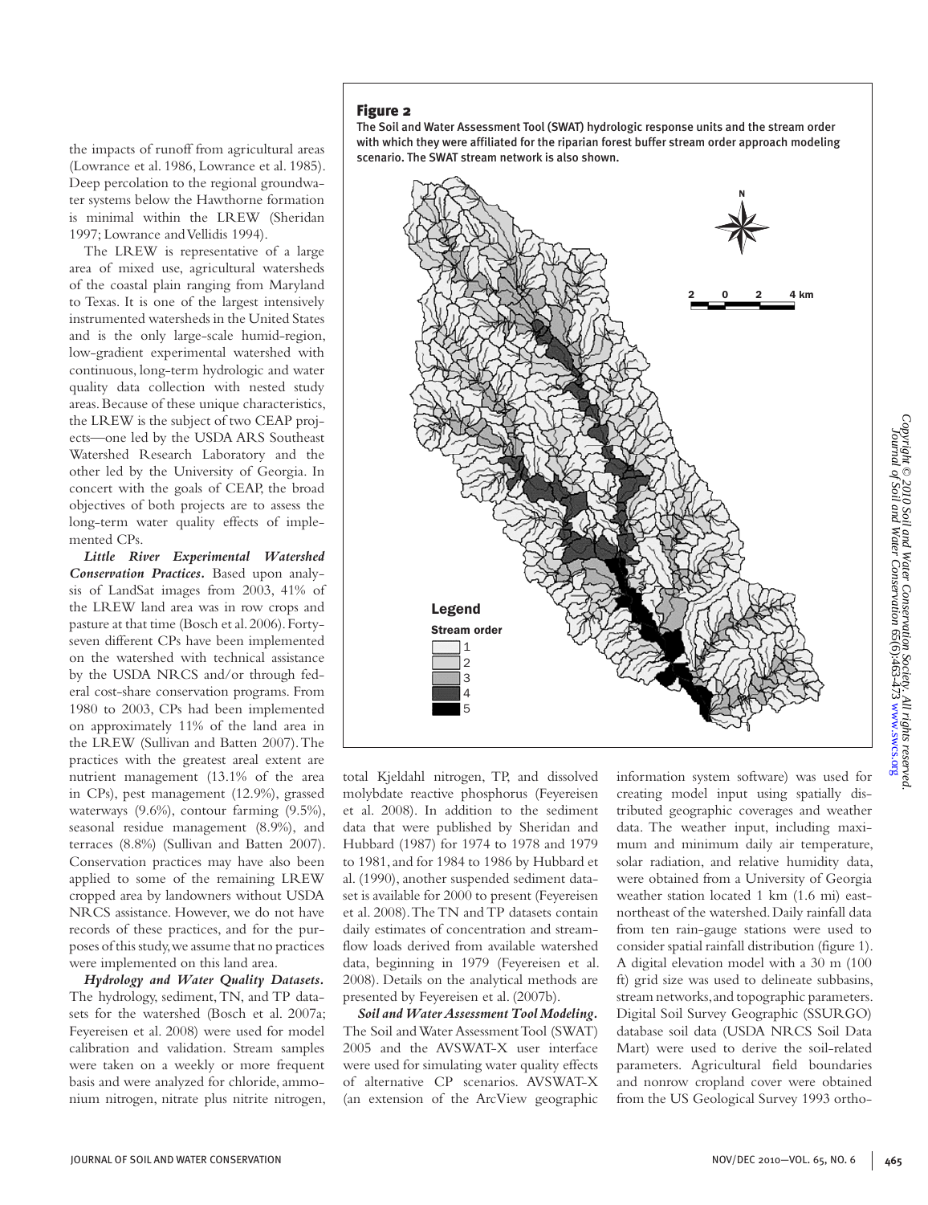the impacts of runoff from agricultural areas (Lowrance et al. 1986, Lowrance et al. 1985). Deep percolation to the regional groundwater systems below the Hawthorne formation is minimal within the LREW (Sheridan 1997; Lowrance and Vellidis 1994).

The LREW is representative of a large area of mixed use, agricultural watersheds of the coastal plain ranging from Maryland to Texas. It is one of the largest intensively instrumented watersheds in the United States and is the only large-scale humid-region, low-gradient experimental watershed with continuous, long-term hydrologic and water quality data collection with nested study areas. Because of these unique characteristics, the LREW is the subject of two CEAP projects—one led by the USDA ARS Southeast Watershed Research Laboratory and the other led by the University of Georgia. In concert with the goals of CEAP, the broad objectives of both projects are to assess the long-term water quality effects of implemented CPs.

***Little River Experimental Watershed Conservation Practices.*** Based upon analysis of LandSat images from 2003, 41% of the LREW land area was in row crops and pasture at that time (Bosch et al. 2006). Forty-seven different CPs have been implemented on the watershed with technical assistance by the USDA NRCS and/or through federal cost-share conservation programs. From 1980 to 2003, CPs had been implemented on approximately 11% of the land area in the LREW (Sullivan and Batten 2007). The practices with the greatest areal extent are nutrient management (13.1% of the area in CPs), pest management (12.9%), grassed waterways (9.6%), contour farming (9.5%), seasonal residue management (8.9%), and terraces (8.8%) (Sullivan and Batten 2007). Conservation practices may have also been applied to some of the remaining LREW cropped area by landowners without USDA NRCS assistance. However, we do not have records of these practices, and for the purposes of this study, we assume that no practices were implemented on this land area.

***Hydrology and Water Quality Datasets.*** The hydrology, sediment, TN, and TP datasets for the watershed (Bosch et al. 2007a; Feyereisen et al. 2008) were used for model calibration and validation. Stream samples were taken on a weekly or more frequent basis and were analyzed for chloride, ammonium nitrogen, nitrate plus nitrite nitrogen, total Kjeldahl nitrogen, TP, and dissolved molybdate reactive phosphorus (Feyereisen et al. 2008). In addition to the sediment data that were published by Sheridan and Hubbard (1987) for 1974 to 1978 and 1979 to 1981, and for 1984 to 1986 by Hubbard et al. (1990), another suspended sediment dataset is available for 2000 to present (Feyereisen et al. 2008). The TN and TP datasets contain daily estimates of concentration and streamflow loads derived from available watershed data, beginning in 1979 (Feyereisen et al. 2008). Details on the analytical methods are presented by Feyereisen et al. (2007b).

***Soil and Water Assessment Tool Modeling.*** The Soil and Water Assessment Tool (SWAT) 2005 and the AVSWAT-X user interface were used for simulating water quality effects of alternative CP scenarios. AVSWAT-X (an extension of the ArcView geographic information system software) was used for creating model input using spatially distributed geographic coverages and weather data. The weather input, including maximum and minimum daily air temperature, solar radiation, and relative humidity data, were obtained from a University of Georgia weather station located 1 km (1.6 mi) east-northeast of the watershed. Daily rainfall data from ten rain-gauge stations were used to consider spatial rainfall distribution (figure 1). A digital elevation model with a 30 m (100 ft) grid size was used to delineate subbasins, stream networks, and topographic parameters. Digital Soil Survey Geographic (SSURGO) database soil data (USDA NRCS Soil Data Mart) were used to derive the soil-related parameters. Agricultural field boundaries and nonrow cropland cover were obtained from the US Geological Survey 1993 ortho-

**Figure 2**

The Soil and Water Assessment Tool (SWAT) hydrologic response units and the stream order with which they were affiliated for the riparian forest buffer stream order approach modeling scenario. The SWAT stream network is also shown.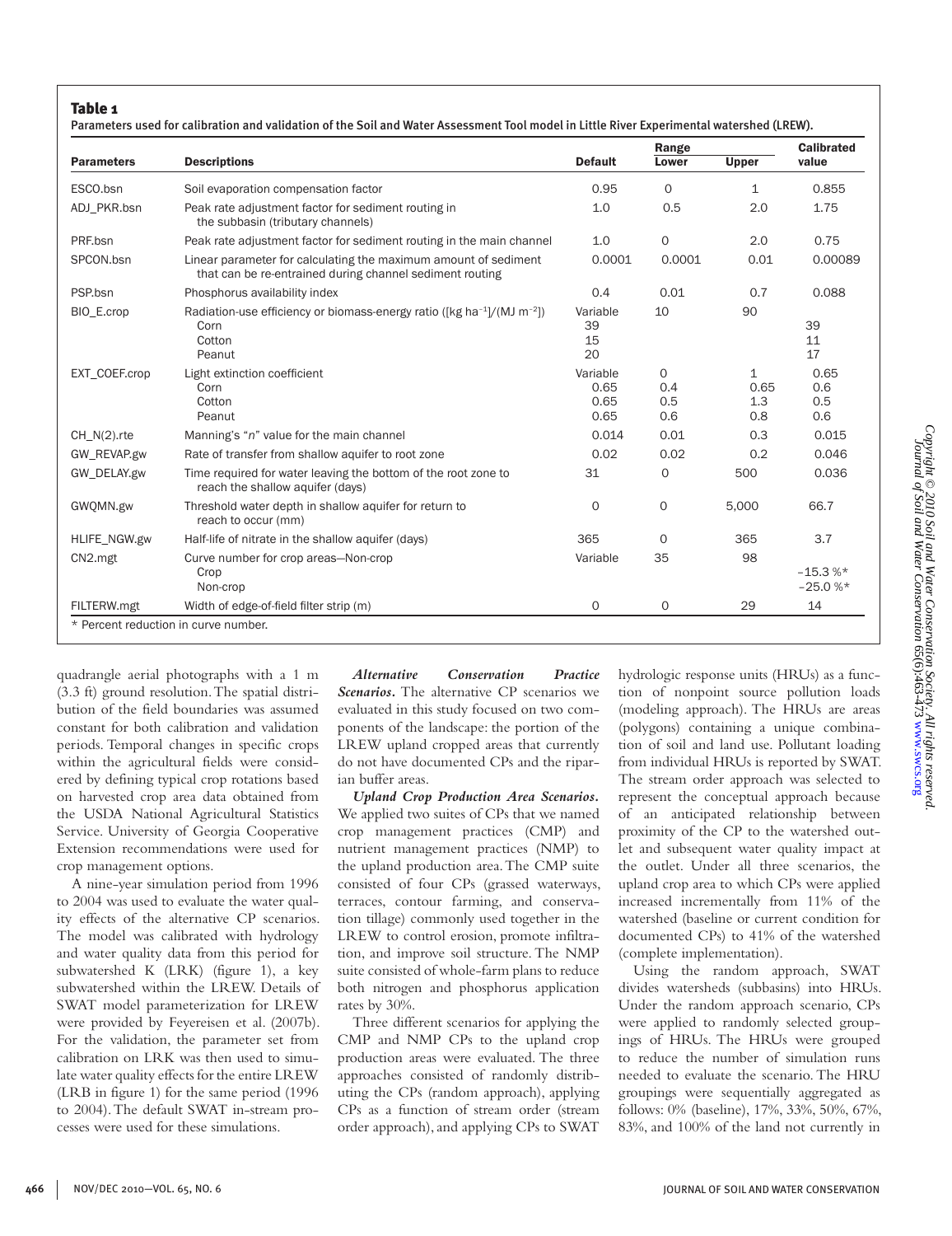**Table 1**

Parameters used for calibration and validation of the Soil and Water Assessment Tool model in Little River Experimental watershed (LREW).

| Parameters | Descriptions | Default | Range Lower | Range Upper | Calibrated value |
|---|---|---|---|---|---|
| ESCO.bsn | Soil evaporation compensation factor | 0.95 | 0 | 1 | 0.855 |
| ADJ_PKR.bsn | Peak rate adjustment factor for sediment routing in the subbasin (tributary channels) | 1.0 | 0.5 | 2.0 | 1.75 |
| PRF.bsn | Peak rate adjustment factor for sediment routing in the main channel | 1.0 | 0 | 2.0 | 0.75 |
| SPCON.bsn | Linear parameter for calculating the maximum amount of sediment that can be re-entrained during channel sediment routing | 0.0001 | 0.0001 | 0.01 | 0.00089 |
| PSP.bsn | Phosphorus availability index | 0.4 | 0.01 | 0.7 | 0.088 |
| BIO_E.crop | Radiation-use efficiency or biomass-energy ratio ([kg ha$^{-1}$]/(MJ m$^{-2}$]) | Variable | 10 | 90 | |
| | Corn | 39 | | | 39 |
| | Cotton | 15 | | | 11 |
| | Peanut | 20 | | | 17 |
| EXT_COEF.crop | Light extinction coefficient | Variable | 0 | 1 | 0.65 |
| | Corn | 0.65 | 0.4 | 0.65 | 0.6 |
| | Cotton | 0.65 | 0.5 | 1.3 | 0.5 |
| | Peanut | 0.65 | 0.6 | 0.8 | 0.6 |
| CH_N(2).rte | Manning's "*n*" value for the main channel | 0.014 | 0.01 | 0.3 | 0.015 |
| GW_REVAP.gw | Rate of transfer from shallow aquifer to root zone | 0.02 | 0.02 | 0.2 | 0.046 |
| GW_DELAY.gw | Time required for water leaving the bottom of the root zone to reach the shallow aquifer (days) | 31 | 0 | 500 | 0.036 |
| GWQMN.gw | Threshold water depth in shallow aquifer for return to reach to occur (mm) | 0 | 0 | 5,000 | 66.7 |
| HLIFE_NGW.gw | Half-life of nitrate in the shallow aquifer (days) | 365 | 0 | 365 | 3.7 |
| CN2.mgt | Curve number for crop areas—Non-crop | Variable | 35 | 98 | |
| | Crop | | | | −15.3 %* |
| | Non-crop | | | | −25.0 %* |
| FILTERW.mgt | Width of edge-of-field filter strip (m) | 0 | 0 | 29 | 14 |

\* Percent reduction in curve number.

quadrangle aerial photographs with a 1 m (3.3 ft) ground resolution. The spatial distribution of the field boundaries was assumed constant for both calibration and validation periods. Temporal changes in specific crops within the agricultural fields were considered by defining typical crop rotations based on harvested crop area data obtained from the USDA National Agricultural Statistics Service. University of Georgia Cooperative Extension recommendations were used for crop management options.

A nine-year simulation period from 1996 to 2004 was used to evaluate the water quality effects of the alternative CP scenarios. The model was calibrated with hydrology and water quality data from this period for subwatershed K (LRK) (figure 1), a key subwatershed within the LREW. Details of SWAT model parameterization for LREW were provided by Feyereisen et al. (2007b). For the validation, the parameter set from calibration on LRK was then used to simulate water quality effects for the entire LREW (LRB in figure 1) for the same period (1996 to 2004). The default SWAT in-stream processes were used for these simulations.

***Alternative Conservation Practice Scenarios.*** The alternative CP scenarios we evaluated in this study focused on two components of the landscape: the portion of the LREW upland cropped areas that currently do not have documented CPs and the riparian buffer areas.

***Upland Crop Production Area Scenarios.*** We applied two suites of CPs that we named crop management practices (CMP) and nutrient management practices (NMP) to the upland production area. The CMP suite consisted of four CPs (grassed waterways, terraces, contour farming, and conservation tillage) commonly used together in the LREW to control erosion, promote infiltration, and improve soil structure. The NMP suite consisted of whole-farm plans to reduce both nitrogen and phosphorus application rates by 30%.

Three different scenarios for applying the CMP and NMP CPs to the upland crop production areas were evaluated. The three approaches consisted of randomly distributing the CPs (random approach), applying CPs as a function of stream order (stream order approach), and applying CPs to SWAT hydrologic response units (HRUs) as a function of nonpoint source pollution loads (modeling approach). The HRUs are areas (polygons) containing a unique combination of soil and land use. Pollutant loading from individual HRUs is reported by SWAT. The stream order approach was selected to represent the conceptual approach because of an anticipated relationship between proximity of the CP to the watershed outlet and subsequent water quality impact at the outlet. Under all three scenarios, the upland crop area to which CPs were applied increased incrementally from 11% of the watershed (baseline or current condition for documented CPs) to 41% of the watershed (complete implementation).

Using the random approach, SWAT divides watersheds (subbasins) into HRUs. Under the random approach scenario, CPs were applied to randomly selected groupings of HRUs. The HRUs were grouped to reduce the number of simulation runs needed to evaluate the scenario. The HRU groupings were sequentially aggregated as follows: 0% (baseline), 17%, 33%, 50%, 67%, 83%, and 100% of the land not currently in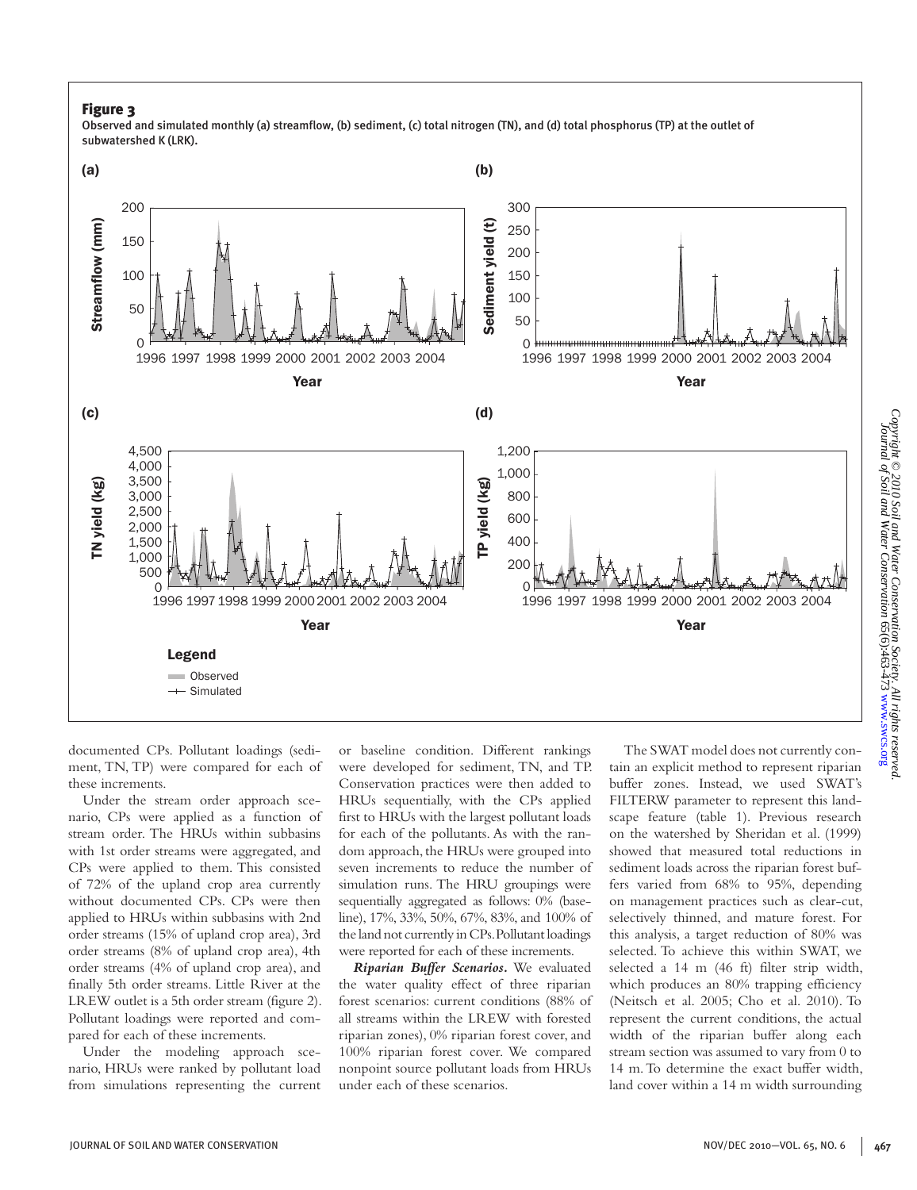**Figure 3**

Observed and simulated monthly (a) streamflow, (b) sediment, (c) total nitrogen (TN), and (d) total phosphorus (TP) at the outlet of subwatershed K (LRK).

documented CPs. Pollutant loadings (sediment, TN, TP) were compared for each of these increments.

Under the stream order approach scenario, CPs were applied as a function of stream order. The HRUs within subbasins with 1st order streams were aggregated, and CPs were applied to them. This consisted of 72% of the upland crop area currently without documented CPs. CPs were then applied to HRUs within subbasins with 2nd order streams (15% of upland crop area), 3rd order streams (8% of upland crop area), 4th order streams (4% of upland crop area), and finally 5th order streams. Little River at the LREW outlet is a 5th order stream (figure 2). Pollutant loadings were reported and compared for each of these increments.

Under the modeling approach scenario, HRUs were ranked by pollutant load from simulations representing the current or baseline condition. Different rankings were developed for sediment, TN, and TP. Conservation practices were then added to HRUs sequentially, with the CPs applied first to HRUs with the largest pollutant loads for each of the pollutants. As with the random approach, the HRUs were grouped into seven increments to reduce the number of simulation runs. The HRU groupings were sequentially aggregated as follows: 0% (baseline), 17%, 33%, 50%, 67%, 83%, and 100% of the land not currently in CPs. Pollutant loadings were reported for each of these increments.

***Riparian Buffer Scenarios.*** We evaluated the water quality effect of three riparian forest scenarios: current conditions (88% of all streams within the LREW with forested riparian zones), 0% riparian forest cover, and 100% riparian forest cover. We compared nonpoint source pollutant loads from HRUs under each of these scenarios.

The SWAT model does not currently contain an explicit method to represent riparian buffer zones. Instead, we used SWAT's FILTERW parameter to represent this landscape feature (table 1). Previous research on the watershed by Sheridan et al. (1999) showed that measured total reductions in sediment loads across the riparian forest buffers varied from 68% to 95%, depending on management practices such as clear-cut, selectively thinned, and mature forest. For this analysis, a target reduction of 80% was selected. To achieve this within SWAT, we selected a 14 m (46 ft) filter strip width, which produces an 80% trapping efficiency (Neitsch et al. 2005; Cho et al. 2010). To represent the current conditions, the actual width of the riparian buffer along each stream section was assumed to vary from 0 to 14 m. To determine the exact buffer width, land cover within a 14 m width surrounding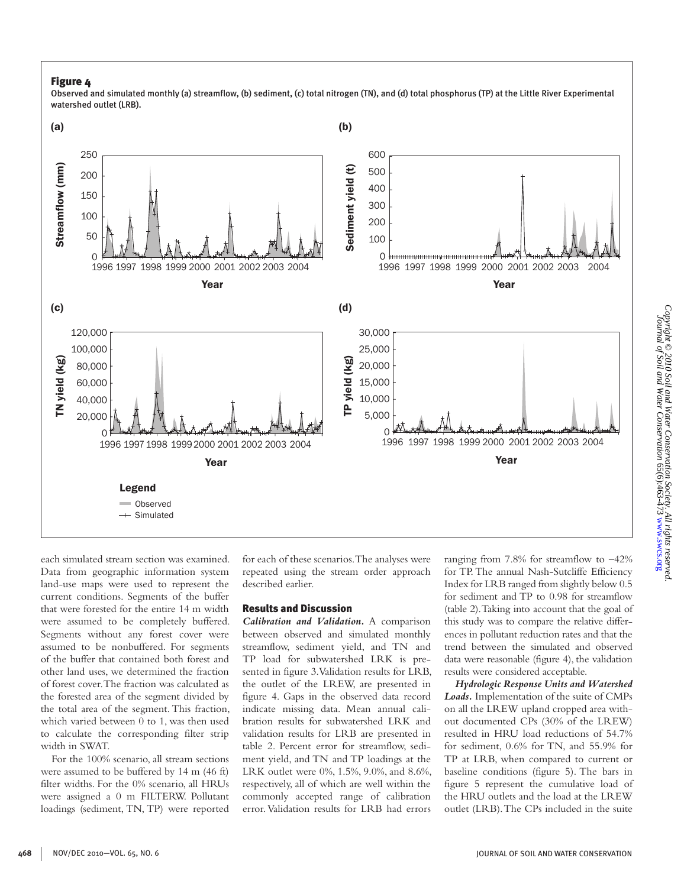**Figure 4**

Observed and simulated monthly (a) streamflow, (b) sediment, (c) total nitrogen (TN), and (d) total phosphorus (TP) at the Little River Experimental watershed outlet (LRB).

each simulated stream section was examined. Data from geographic information system land-use maps were used to represent the current conditions. Segments of the buffer that were forested for the entire 14 m width were assumed to be completely buffered. Segments without any forest cover were assumed to be nonbuffered. For segments of the buffer that contained both forest and other land uses, we determined the fraction of forest cover. The fraction was calculated as the forested area of the segment divided by the total area of the segment. This fraction, which varied between 0 to 1, was then used to calculate the corresponding filter strip width in SWAT.

For the 100% scenario, all stream sections were assumed to be buffered by 14 m (46 ft) filter widths. For the 0% scenario, all HRUs were assigned a 0 m FILTERW. Pollutant loadings (sediment, TN, TP) were reported for each of these scenarios. The analyses were repeated using the stream order approach described earlier.

## Results and Discussion

***Calibration and Validation.*** A comparison between observed and simulated monthly streamflow, sediment yield, and TN and TP load for subwatershed LRK is presented in figure 3. Validation results for LRB, the outlet of the LREW, are presented in figure 4. Gaps in the observed data record indicate missing data. Mean annual calibration results for subwatershed LRK and validation results for LRB are presented in table 2. Percent error for streamflow, sediment yield, and TN and TP loadings at the LRK outlet were 0%, 1.5%, 9.0%, and 8.6%, respectively, all of which are well within the commonly accepted range of calibration error. Validation results for LRB had errors ranging from 7.8% for streamflow to −42% for TP. The annual Nash-Sutcliffe Efficiency Index for LRB ranged from slightly below 0.5 for sediment and TP to 0.98 for streamflow (table 2). Taking into account that the goal of this study was to compare the relative differences in pollutant reduction rates and that the trend between the simulated and observed data were reasonable (figure 4), the validation results were considered acceptable.

***Hydrologic Response Units and Watershed Loads.*** Implementation of the suite of CMPs on all the LREW upland cropped area without documented CPs (30% of the LREW) resulted in HRU load reductions of 54.7% for sediment, 0.6% for TN, and 55.9% for TP at LRB, when compared to current or baseline conditions (figure 5). The bars in figure 5 represent the cumulative load of the HRU outlets and the load at the LREW outlet (LRB). The CPs included in the suite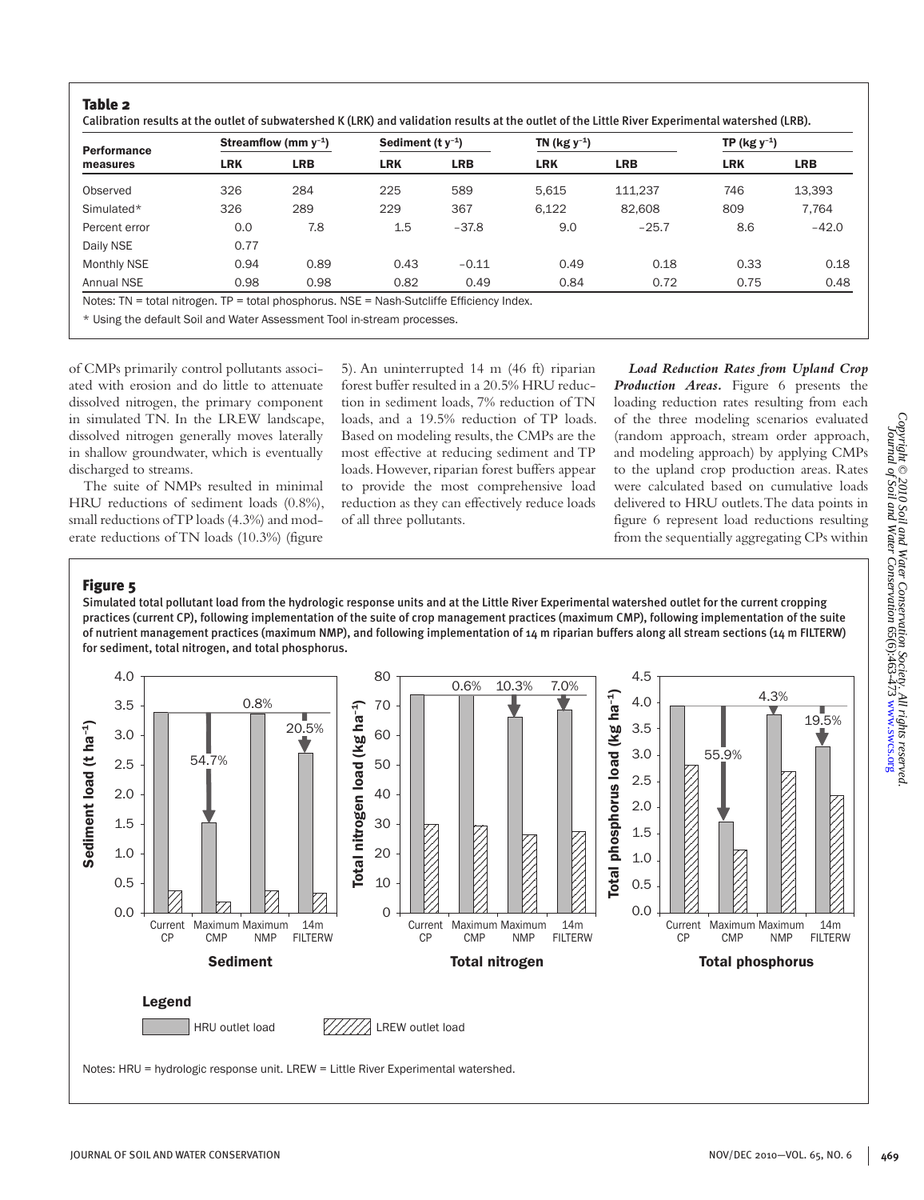**Table 2**

**Calibration results at the outlet of subwatershed K (LRK) and validation results at the outlet of the Little River Experimental watershed (LRB).**

| Performance measures | Streamflow (mm y$^{-1}$) | | Sediment (t y$^{-1}$) | | TN (kg y$^{-1}$) | | TP (kg y$^{-1}$) | |
|---|---|---|---|---|---|---|---|---|
| | LRK | LRB | LRK | LRB | LRK | LRB | LRK | LRB |
| Observed | 326 | 284 | 225 | 589 | 5,615 | 111,237 | 746 | 13,393 |
| Simulated* | 326 | 289 | 229 | 367 | 6,122 | 82,608 | 809 | 7,764 |
| Percent error | 0.0 | 7.8 | 1.5 | −37.8 | 9.0 | −25.7 | 8.6 | −42.0 |
| Daily NSE | 0.77 | | | | | | | |
| Monthly NSE | 0.94 | 0.89 | 0.43 | −0.11 | 0.49 | 0.18 | 0.33 | 0.18 |
| Annual NSE | 0.98 | 0.98 | 0.82 | 0.49 | 0.84 | 0.72 | 0.75 | 0.48 |

Notes: TN = total nitrogen. TP = total phosphorus. NSE = Nash-Sutcliffe Efficiency Index.

\* Using the default Soil and Water Assessment Tool in-stream processes.

of CMPs primarily control pollutants associated with erosion and do little to attenuate dissolved nitrogen, the primary component in simulated TN. In the LREW landscape, dissolved nitrogen generally moves laterally in shallow groundwater, which is eventually discharged to streams.

The suite of NMPs resulted in minimal HRU reductions of sediment loads (0.8%), small reductions of TP loads (4.3%) and moderate reductions of TN loads (10.3%) (figure 5). An uninterrupted 14 m (46 ft) riparian forest buffer resulted in a 20.5% HRU reduction in sediment loads, 7% reduction of TN loads, and a 19.5% reduction of TP loads. Based on modeling results, the CMPs are the most effective at reducing sediment and TP loads. However, riparian forest buffers appear to provide the most comprehensive load reduction as they can effectively reduce loads of all three pollutants.

***Load Reduction Rates from Upland Crop Production Areas.*** Figure 6 presents the loading reduction rates resulting from each of the three modeling scenarios evaluated (random approach, stream order approach, and modeling approach) by applying CMPs to the upland crop production areas. Rates were calculated based on cumulative loads delivered to HRU outlets. The data points in figure 6 represent load reductions resulting from the sequentially aggregating CPs within

**Figure 5**

**Simulated total pollutant load from the hydrologic response units and at the Little River Experimental watershed outlet for the current cropping practices (current CP), following implementation of the suite of crop management practices (maximum CMP), following implementation of the suite of nutrient management practices (maximum NMP), and following implementation of 14 m riparian buffers along all stream sections (14 m FILTERW) for sediment, total nitrogen, and total phosphorus.**

Notes: HRU = hydrologic response unit. LREW = Little River Experimental watershed.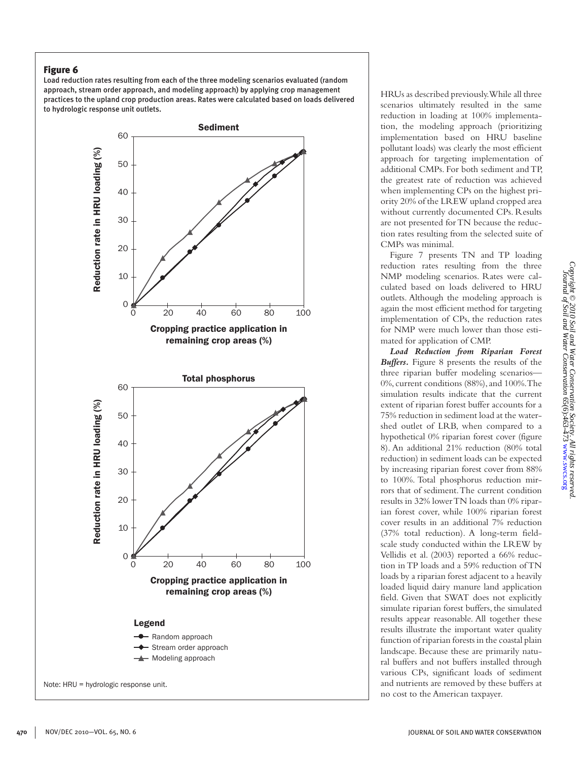## Figure 6

Load reduction rates resulting from each of the three modeling scenarios evaluated (random approach, stream order approach, and modeling approach) by applying crop management practices to the upland crop production areas. Rates were calculated based on loads delivered to hydrologic response unit outlets.

Note: HRU = hydrologic response unit.

HRUs as described previously. While all three scenarios ultimately resulted in the same reduction in loading at 100% implementation, the modeling approach (prioritizing implementation based on HRU baseline pollutant loads) was clearly the most efficient approach for targeting implementation of additional CMPs. For both sediment and TP, the greatest rate of reduction was achieved when implementing CPs on the highest priority 20% of the LREW upland cropped area without currently documented CPs. Results are not presented for TN because the reduction rates resulting from the selected suite of CMPs was minimal.

Figure 7 presents TN and TP loading reduction rates resulting from the three NMP modeling scenarios. Rates were calculated based on loads delivered to HRU outlets. Although the modeling approach is again the most efficient method for targeting implementation of CPs, the reduction rates for NMP were much lower than those estimated for application of CMP.

***Load Reduction from Riparian Forest Buffers.*** Figure 8 presents the results of the three riparian buffer modeling scenarios—0%, current conditions (88%), and 100%. The simulation results indicate that the current extent of riparian forest buffer accounts for a 75% reduction in sediment load at the watershed outlet of LRB, when compared to a hypothetical 0% riparian forest cover (figure 8). An additional 21% reduction (80% total reduction) in sediment loads can be expected by increasing riparian forest cover from 88% to 100%. Total phosphorus reduction mirrors that of sediment. The current condition results in 32% lower TN loads than 0% riparian forest cover, while 100% riparian forest cover results in an additional 7% reduction (37% total reduction). A long-term field-scale study conducted within the LREW by Vellidis et al. (2003) reported a 66% reduction in TP loads and a 59% reduction of TN loads by a riparian forest adjacent to a heavily loaded liquid dairy manure land application field. Given that SWAT does not explicitly simulate riparian forest buffers, the simulated results appear reasonable. All together these results illustrate the important water quality function of riparian forests in the coastal plain landscape. Because these are primarily natural buffers and not buffers installed through various CPs, significant loads of sediment and nutrients are removed by these buffers at no cost to the American taxpayer.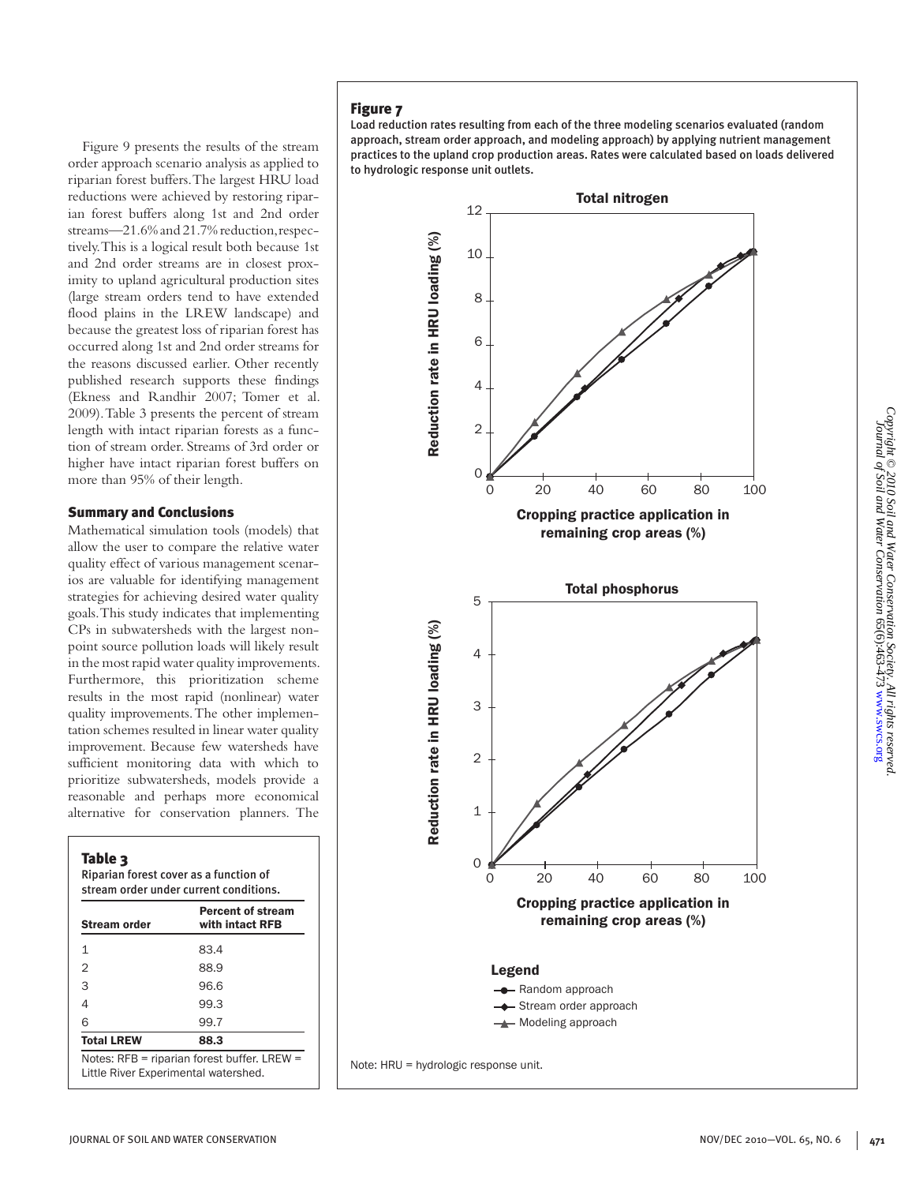Figure 9 presents the results of the stream order approach scenario analysis as applied to riparian forest buffers. The largest HRU load reductions were achieved by restoring riparian forest buffers along 1st and 2nd order streams—21.6% and 21.7% reduction, respectively. This is a logical result both because 1st and 2nd order streams are in closest proximity to upland agricultural production sites (large stream orders tend to have extended flood plains in the LREW landscape) and because the greatest loss of riparian forest has occurred along 1st and 2nd order streams for the reasons discussed earlier. Other recently published research supports these findings (Ekness and Randhir 2007; Tomer et al. 2009). Table 3 presents the percent of stream length with intact riparian forests as a function of stream order. Streams of 3rd order or higher have intact riparian forest buffers on more than 95% of their length.

## Summary and Conclusions

Mathematical simulation tools (models) that allow the user to compare the relative water quality effect of various management scenarios are valuable for identifying management strategies for achieving desired water quality goals. This study indicates that implementing CPs in subwatersheds with the largest nonpoint source pollution loads will likely result in the most rapid water quality improvements. Furthermore, this prioritization scheme results in the most rapid (nonlinear) water quality improvements. The other implementation schemes resulted in linear water quality improvement. Because few watersheds have sufficient monitoring data with which to prioritize subwatersheds, models provide a reasonable and perhaps more economical alternative for conservation planners. The

**Table 3**
Riparian forest cover as a function of stream order under current conditions.

| Stream order | Percent of stream with intact RFB |
|---|---|
| 1 | 83.4 |
| 2 | 88.9 |
| 3 | 96.6 |
| 4 | 99.3 |
| 6 | 99.7 |
| **Total LREW** | **88.3** |

Notes: RFB = riparian forest buffer. LREW = Little River Experimental watershed.

**Figure 7**
Load reduction rates resulting from each of the three modeling scenarios evaluated (random approach, stream order approach, and modeling approach) by applying nutrient management practices to the upland crop production areas. Rates were calculated based on loads delivered to hydrologic response unit outlets.

Note: HRU = hydrologic response unit.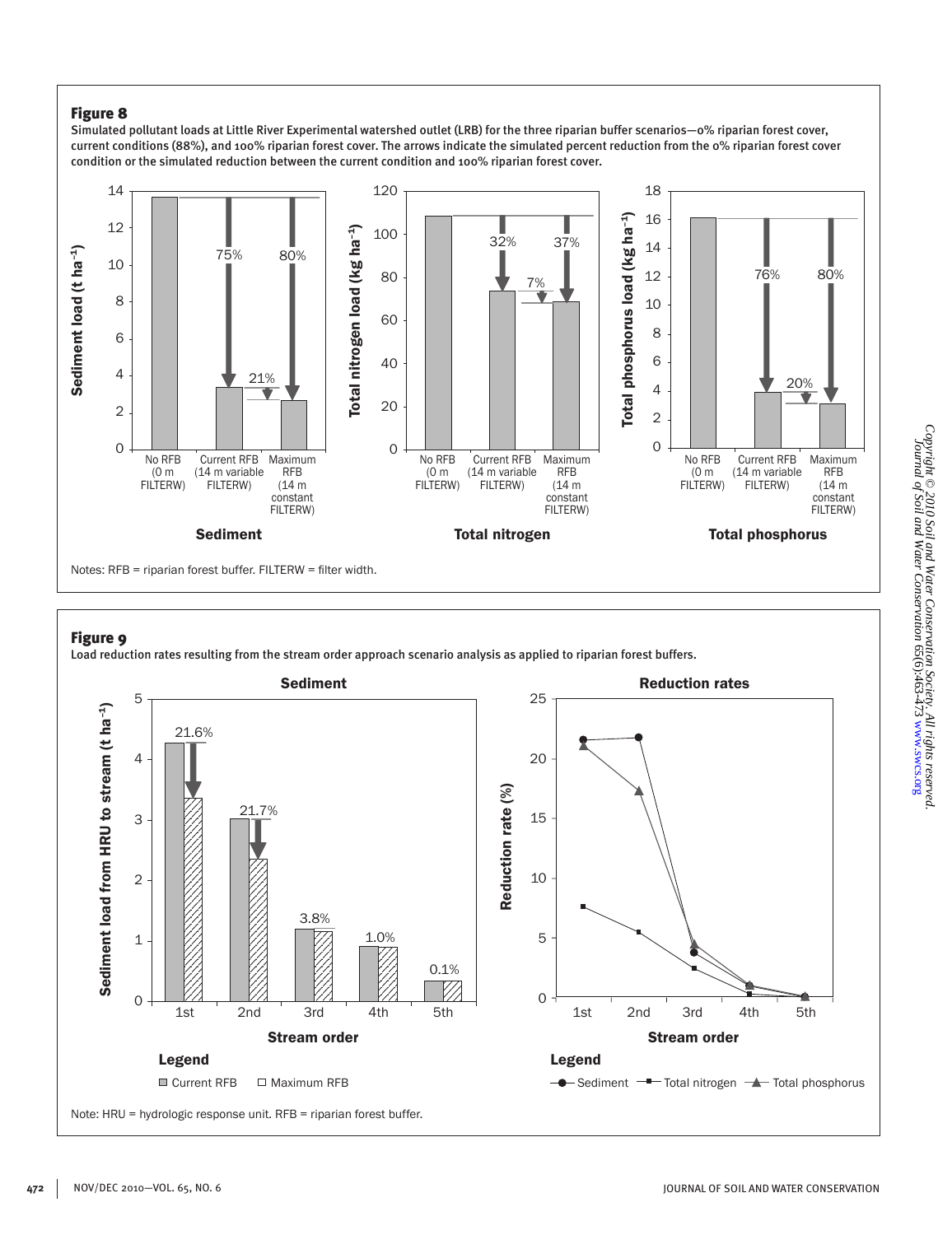**Figure 8**

Simulated pollutant loads at Little River Experimental watershed outlet (LRB) for the three riparian buffer scenarios—0% riparian forest cover, current conditions (88%), and 100% riparian forest cover. The arrows indicate the simulated percent reduction from the 0% riparian forest cover condition or the simulated reduction between the current condition and 100% riparian forest cover.

Notes: RFB = riparian forest buffer. FILTERW = filter width.

**Figure 9**

Load reduction rates resulting from the stream order approach scenario analysis as applied to riparian forest buffers.

Note: HRU = hydrologic response unit. RFB = riparian forest buffer.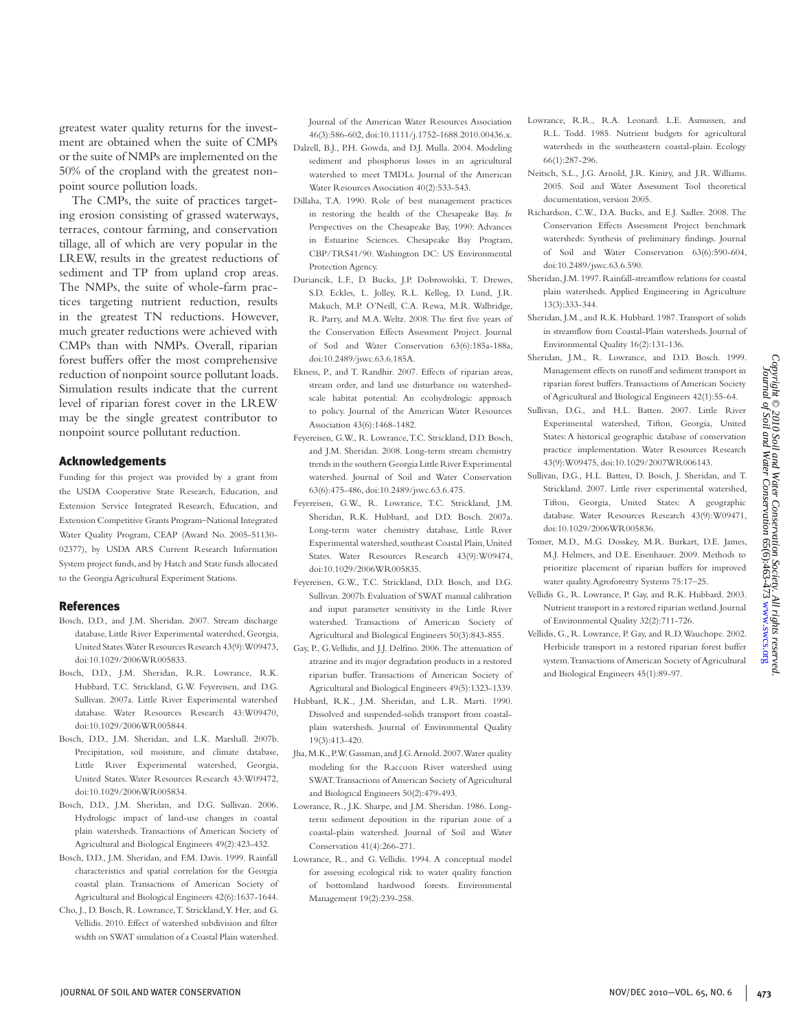greatest water quality returns for the investment are obtained when the suite of CMPs or the suite of NMPs are implemented on the 50% of the cropland with the greatest nonpoint source pollution loads.

The CMPs, the suite of practices targeting erosion consisting of grassed waterways, terraces, contour farming, and conservation tillage, all of which are very popular in the LREW, results in the greatest reductions of sediment and TP from upland crop areas. The NMPs, the suite of whole-farm practices targeting nutrient reduction, results in the greatest TN reductions. However, much greater reductions were achieved with CMPs than with NMPs. Overall, riparian forest buffers offer the most comprehensive reduction of nonpoint source pollutant loads. Simulation results indicate that the current level of riparian forest cover in the LREW may be the single greatest contributor to nonpoint source pollutant reduction.

## Acknowledgements

Funding for this project was provided by a grant from the USDA Cooperative State Research, Education, and Extension Service Integrated Research, Education, and Extension Competitive Grants Program–National Integrated Water Quality Program, CEAP (Award No. 2005-51130-02377), by USDA ARS Current Research Information System project funds, and by Hatch and State funds allocated to the Georgia Agricultural Experiment Stations.

## References

Bosch, D.D., and J.M. Sheridan. 2007. Stream discharge database, Little River Experimental watershed, Georgia, United States. Water Resources Research 43(9):W09473, doi:10.1029/2006WR005833.

Bosch, D.D., J.M. Sheridan, R.R. Lowrance, R.K. Hubbard, T.C. Strickland, G.W. Feyereisen, and D.G. Sullivan. 2007a. Little River Experimental watershed database. Water Resources Research 43:W09470, doi:10.1029/2006WR005844.

Bosch, D.D., J.M. Sheridan, and L.K. Marshall. 2007b. Precipitation, soil moisture, and climate database, Little River Experimental watershed, Georgia, United States. Water Resources Research 43:W09472, doi:10.1029/2006WR005834.

Bosch, D.D., J.M. Sheridan, and D.G. Sullivan. 2006. Hydrologic impact of land-use changes in coastal plain watersheds. Transactions of American Society of Agricultural and Biological Engineers 49(2):423-432.

Bosch, D.D., J.M. Sheridan, and F.M. Davis. 1999. Rainfall characteristics and spatial correlation for the Georgia coastal plain. Transactions of American Society of Agricultural and Biological Engineers 42(6):1637-1644.

Cho, J., D. Bosch, R. Lowrance, T. Strickland, Y. Her, and G. Vellidis. 2010. Effect of watershed subdivision and filter width on SWAT simulation of a Coastal Plain watershed. Journal of the American Water Resources Association 46(3):586-602, doi:10.1111/j.1752-1688.2010.00436.x.

Dalzell, B.J., P.H. Gowda, and D.J. Mulla. 2004. Modeling sediment and phosphorus losses in an agricultural watershed to meet TMDLs. Journal of the American Water Resources Association 40(2):533-543.

Dillaha, T.A. 1990. Role of best management practices in restoring the health of the Chesapeake Bay. *In* Perspectives on the Chesapeake Bay, 1990: Advances in Estuarine Sciences. Chesapeake Bay Program, CBP/TRS41/90. Washington DC: US Environmental Protection Agency.

Duriancik, L.F., D. Bucks, J.P. Dobrowolski, T. Drewes, S.D. Eckles, L. Jolley, R.L. Kellog, D. Lund, J.R. Makuch, M.P. O'Neill, C.A. Rewa, M.R. Walbridge, R. Parry, and M.A. Weltz. 2008. The first five years of the Conservation Effects Assessment Project. Journal of Soil and Water Conservation 63(6):185a-188a, doi:10.2489/jswc.63.6.185A.

Ekness, P., and T. Randhir. 2007. Effects of riparian areas, stream order, and land use disturbance on watershed-scale habitat potential: An ecohydrologic approach to policy. Journal of the American Water Resources Association 43(6):1468-1482.

Feyereisen, G.W., R. Lowrance, T.C. Strickland, D.D. Bosch, and J.M. Sheridan. 2008. Long-term stream chemistry trends in the southern Georgia Little River Experimental watershed. Journal of Soil and Water Conservation 63(6):475-486, doi:10.2489/jswc.63.6.475.

Feyereisen, G.W., R. Lowrance, T.C. Strickland, J.M. Sheridan, R.K. Hubbard, and D.D. Bosch. 2007a. Long-term water chemistry database, Little River Experimental watershed, southeast Coastal Plain, United States. Water Resources Research 43(9):W09474, doi:10.1029/2006WR005835.

Feyereisen, G.W., T.C. Strickland, D.D. Bosch, and D.G. Sullivan. 2007b. Evaluation of SWAT manual calibration and input parameter sensitivity in the Little River watershed. Transactions of American Society of Agricultural and Biological Engineers 50(3):843-855.

Gay, P., G. Vellidis, and J.J. Delfino. 2006. The attenuation of atrazine and its major degradation products in a restored riparian buffer. Transactions of American Society of Agricultural and Biological Engineers 49(5):1323-1339.

Hubbard, R.K., J.M. Sheridan, and L.R. Marti. 1990. Dissolved and suspended-solids transport from coastal-plain watersheds. Journal of Environmental Quality 19(3):413-420.

Jha, M.K., P.W. Gassman, and J.G. Arnold. 2007. Water quality modeling for the Raccoon River watershed using SWAT. Transactions of American Society of Agricultural and Biological Engineers 50(2):479-493.

Lowrance, R., J.K. Sharpe, and J.M. Sheridan. 1986. Long-term sediment deposition in the riparian zone of a coastal-plain watershed. Journal of Soil and Water Conservation 41(4):266-271.

Lowrance, R., and G. Vellidis. 1994. A conceptual model for assessing ecological risk to water quality function of bottomland hardwood forests. Environmental Management 19(2):239-258.

Lowrance, R.R., R.A. Leonard. L.E. Asmussen, and R.L. Todd. 1985. Nutrient budgets for agricultural watersheds in the southeastern coastal-plain. Ecology 66(1):287-296.

Neitsch, S.L., J.G. Arnold, J.R. Kiniry, and J.R. Williams. 2005. Soil and Water Assessment Tool theoretical documentation, version 2005.

Richardson, C.W., D.A. Bucks, and E.J. Sadler. 2008. The Conservation Effects Assessment Project benchmark watersheds: Synthesis of preliminary findings. Journal of Soil and Water Conservation 63(6):590-604, doi:10.2489/jswc.63.6.590.

Sheridan, J.M. 1997. Rainfall-streamflow relations for coastal plain watersheds. Applied Engineering in Agriculture 13(3):333-344.

Sheridan, J.M., and R.K. Hubbard. 1987. Transport of solids in streamflow from Coastal-Plain watersheds. Journal of Environmental Quality 16(2):131-136.

Sheridan, J.M., R. Lowrance, and D.D. Bosch. 1999. Management effects on runoff and sediment transport in riparian forest buffers. Transactions of American Society of Agricultural and Biological Engineers 42(1):55-64.

Sullivan, D.G., and H.L. Batten. 2007. Little River Experimental watershed, Tifton, Georgia, United States: A historical geographic database of conservation practice implementation. Water Resources Research 43(9):W09475, doi:10.1029/2007WR006143.

Sullivan, D.G., H.L. Batten, D. Bosch, J. Sheridan, and T. Strickland. 2007. Little river experimental watershed, Tifton, Georgia, United States: A geographic database. Water Resources Research 43(9):W09471, doi:10.1029/2006WR005836.

Tomer, M.D., M.G. Dosskey, M.R. Burkart, D.E. James, M.J. Helmers, and D.E. Eisenhauer. 2009. Methods to prioritize placement of riparian buffers for improved water quality. Agroforestry Systems 75:17–25.

Vellidis G., R. Lowrance, P. Gay, and R.K. Hubbard. 2003. Nutrient transport in a restored riparian wetland. Journal of Environmental Quality 32(2):711-726.

Vellidis, G., R. Lowrance, P. Gay, and R.D. Wauchope. 2002. Herbicide transport in a restored riparian forest buffer system. Transactions of American Society of Agricultural and Biological Engineers 45(1):89-97.